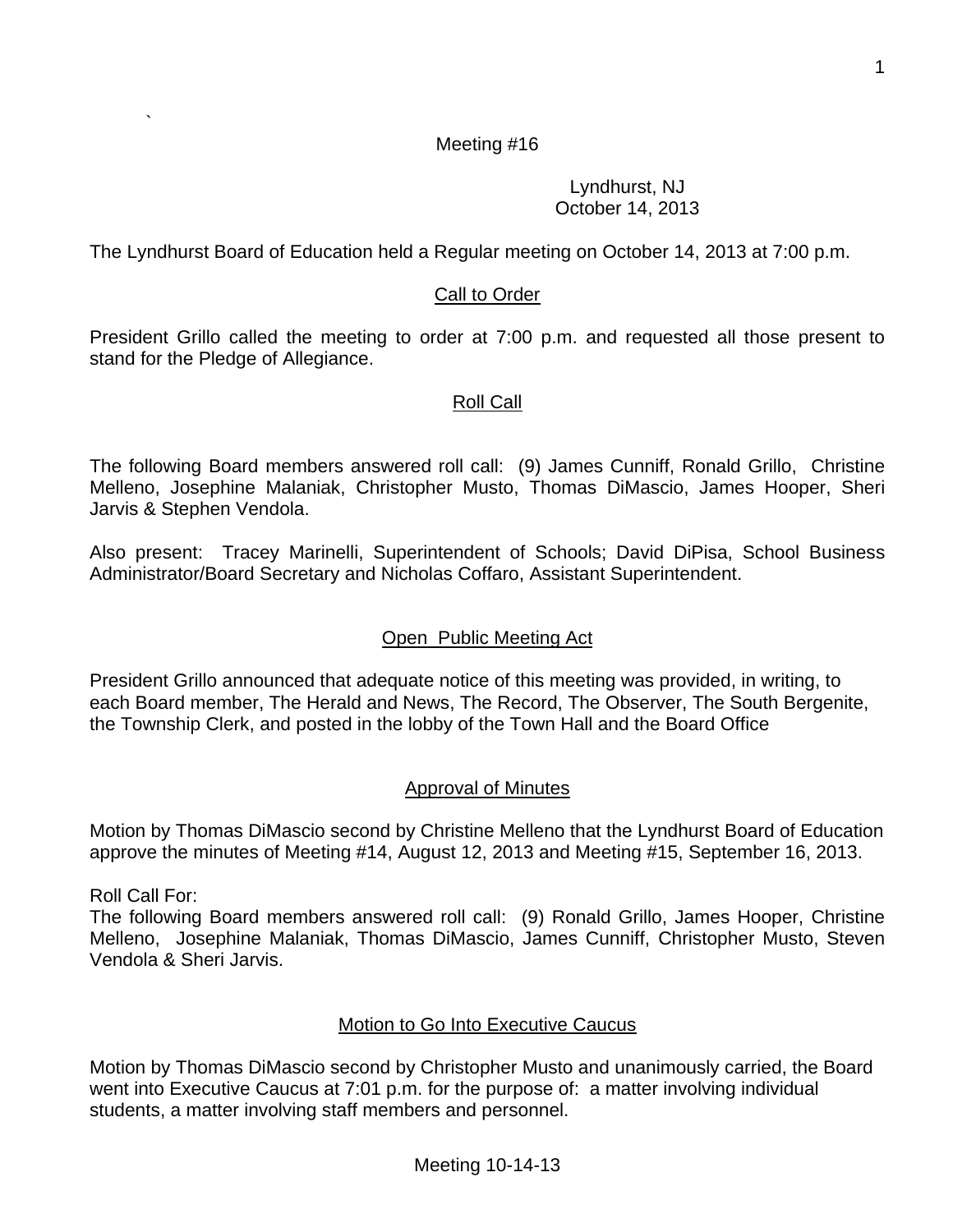Meeting #16

Lyndhurst, NJ
October 14, 2013

The Lyndhurst Board of Education held a Regular meeting on October 14, 2013 at 7:00 p.m.

## Call to Order

President Grillo called the meeting to order at 7:00 p.m. and requested all those present to stand for the Pledge of Allegiance.

## Roll Call

The following Board members answered roll call: (9) James Cunniff, Ronald Grillo, Christine Melleno, Josephine Malaniak, Christopher Musto, Thomas DiMascio, James Hooper, Sheri Jarvis & Stephen Vendola.

Also present: Tracey Marinelli, Superintendent of Schools; David DiPisa, School Business Administrator/Board Secretary and Nicholas Coffaro, Assistant Superintendent.

## Open Public Meeting Act

President Grillo announced that adequate notice of this meeting was provided, in writing, to each Board member, The Herald and News, The Record, The Observer, The South Bergenite, the Township Clerk, and posted in the lobby of the Town Hall and the Board Office

## Approval of Minutes

Motion by Thomas DiMascio second by Christine Melleno that the Lyndhurst Board of Education approve the minutes of Meeting #14, August 12, 2013 and Meeting #15, September 16, 2013.

Roll Call For:
The following Board members answered roll call: (9) Ronald Grillo, James Hooper, Christine Melleno, Josephine Malaniak, Thomas DiMascio, James Cunniff, Christopher Musto, Steven Vendola & Sheri Jarvis.

## Motion to Go Into Executive Caucus

Motion by Thomas DiMascio second by Christopher Musto and unanimously carried, the Board went into Executive Caucus at 7:01 p.m. for the purpose of: a matter involving individual students, a matter involving staff members and personnel.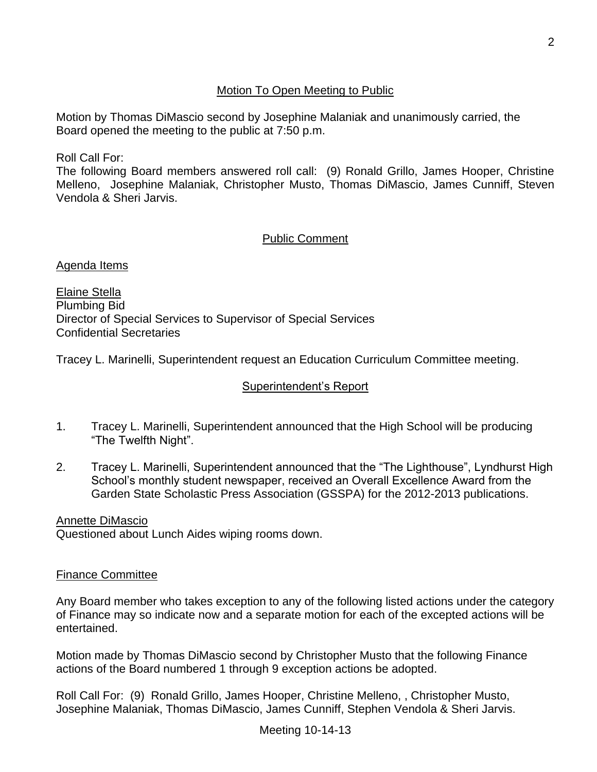## Motion To Open Meeting to Public

Motion by Thomas DiMascio second by Josephine Malaniak and unanimously carried, the Board opened the meeting to the public at 7:50 p.m.

Roll Call For:
The following Board members answered roll call: (9) Ronald Grillo, James Hooper, Christine Melleno, Josephine Malaniak, Christopher Musto, Thomas DiMascio, James Cunniff, Steven Vendola & Sheri Jarvis.

## Public Comment

Agenda Items

Elaine Stella
Plumbing Bid
Director of Special Services to Supervisor of Special Services
Confidential Secretaries

Tracey L. Marinelli, Superintendent request an Education Curriculum Committee meeting.

## Superintendent's Report

1. Tracey L. Marinelli, Superintendent announced that the High School will be producing "The Twelfth Night".
2. Tracey L. Marinelli, Superintendent announced that the "The Lighthouse", Lyndhurst High School's monthly student newspaper, received an Overall Excellence Award from the Garden State Scholastic Press Association (GSSPA) for the 2012-2013 publications.

Annette DiMascio
Questioned about Lunch Aides wiping rooms down.

Finance Committee

Any Board member who takes exception to any of the following listed actions under the category of Finance may so indicate now and a separate motion for each of the excepted actions will be entertained.

Motion made by Thomas DiMascio second by Christopher Musto that the following Finance actions of the Board numbered 1 through 9 exception actions be adopted.

Roll Call For: (9) Ronald Grillo, James Hooper, Christine Melleno, , Christopher Musto, Josephine Malaniak, Thomas DiMascio, James Cunniff, Stephen Vendola & Sheri Jarvis.

Meeting 10-14-13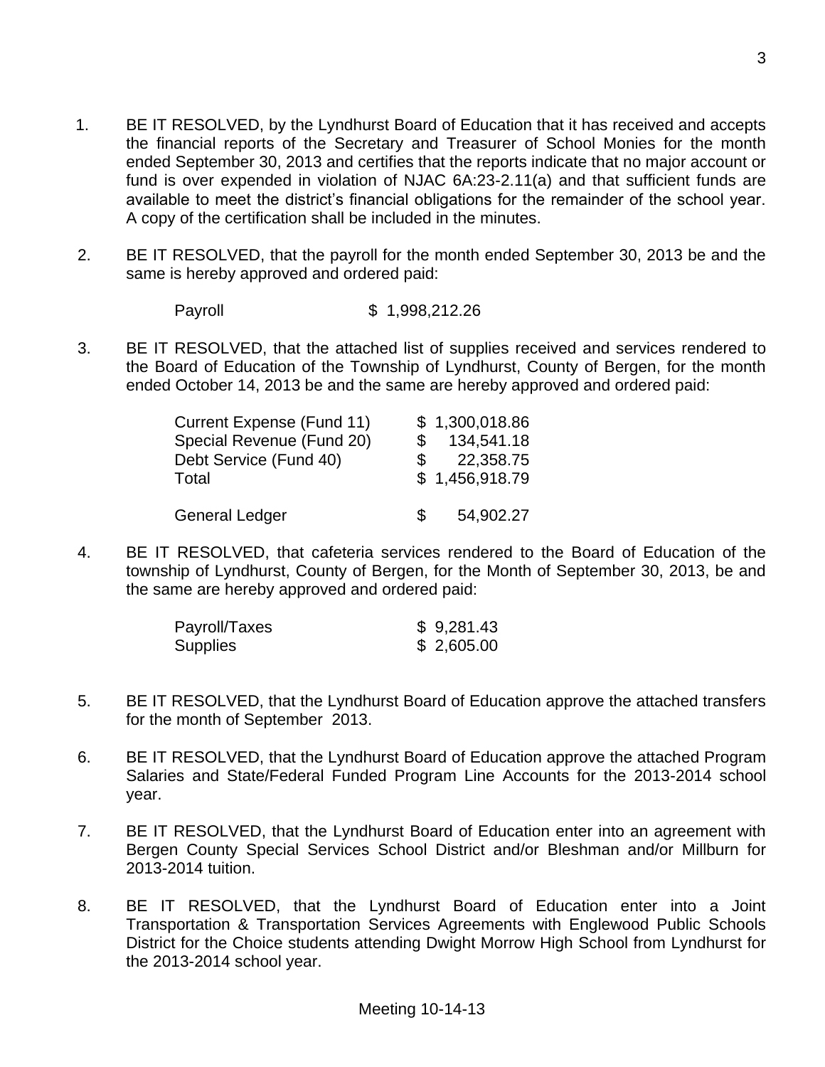1. BE IT RESOLVED, by the Lyndhurst Board of Education that it has received and accepts the financial reports of the Secretary and Treasurer of School Monies for the month ended September 30, 2013 and certifies that the reports indicate that no major account or fund is over expended in violation of NJAC 6A:23-2.11(a) and that sufficient funds are available to meet the district's financial obligations for the remainder of the school year. A copy of the certification shall be included in the minutes.

2. BE IT RESOLVED, that the payroll for the month ended September 30, 2013 be and the same is hereby approved and ordered paid:

   | | |
   |---|---|
   | Payroll | $ 1,998,212.26 |

3. BE IT RESOLVED, that the attached list of supplies received and services rendered to the Board of Education of the Township of Lyndhurst, County of Bergen, for the month ended October 14, 2013 be and the same are hereby approved and ordered paid:

   | | |
   |---|---|
   | Current Expense (Fund 11) | $ 1,300,018.86 |
   | Special Revenue (Fund 20) | $ 134,541.18 |
   | Debt Service (Fund 40) | $ 22,358.75 |
   | Total | $ 1,456,918.79 |
   | | |
   | General Ledger | $ 54,902.27 |

4. BE IT RESOLVED, that cafeteria services rendered to the Board of Education of the township of Lyndhurst, County of Bergen, for the Month of September 30, 2013, be and the same are hereby approved and ordered paid:

   | | |
   |---|---|
   | Payroll/Taxes | $ 9,281.43 |
   | Supplies | $ 2,605.00 |

5. BE IT RESOLVED, that the Lyndhurst Board of Education approve the attached transfers for the month of September 2013.

6. BE IT RESOLVED, that the Lyndhurst Board of Education approve the attached Program Salaries and State/Federal Funded Program Line Accounts for the 2013-2014 school year.

7. BE IT RESOLVED, that the Lyndhurst Board of Education enter into an agreement with Bergen County Special Services School District and/or Bleshman and/or Millburn for 2013-2014 tuition.

8. BE IT RESOLVED, that the Lyndhurst Board of Education enter into a Joint Transportation & Transportation Services Agreements with Englewood Public Schools District for the Choice students attending Dwight Morrow High School from Lyndhurst for the 2013-2014 school year.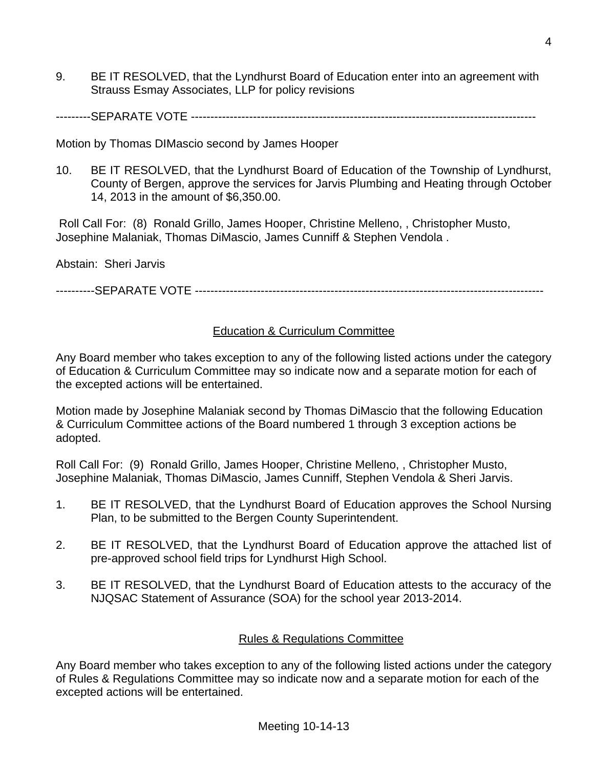9. BE IT RESOLVED, that the Lyndhurst Board of Education enter into an agreement with Strauss Esmay Associates, LLP for policy revisions

---------SEPARATE VOTE ------------------------------------------------------------------------------------

Motion by Thomas DIMascio second by James Hooper

10. BE IT RESOLVED, that the Lyndhurst Board of Education of the Township of Lyndhurst, County of Bergen, approve the services for Jarvis Plumbing and Heating through October 14, 2013 in the amount of $6,350.00.

Roll Call For: (8) Ronald Grillo, James Hooper, Christine Melleno, , Christopher Musto, Josephine Malaniak, Thomas DiMascio, James Cunniff & Stephen Vendola .

Abstain: Sheri Jarvis

----------SEPARATE VOTE -------------------------------------------------------------------------------------

## Education & Curriculum Committee

Any Board member who takes exception to any of the following listed actions under the category of Education & Curriculum Committee may so indicate now and a separate motion for each of the excepted actions will be entertained.

Motion made by Josephine Malaniak second by Thomas DiMascio that the following Education & Curriculum Committee actions of the Board numbered 1 through 3 exception actions be adopted.

Roll Call For: (9) Ronald Grillo, James Hooper, Christine Melleno, , Christopher Musto, Josephine Malaniak, Thomas DiMascio, James Cunniff, Stephen Vendola & Sheri Jarvis.

1. BE IT RESOLVED, that the Lyndhurst Board of Education approves the School Nursing Plan, to be submitted to the Bergen County Superintendent.

2. BE IT RESOLVED, that the Lyndhurst Board of Education approve the attached list of pre-approved school field trips for Lyndhurst High School.

3. BE IT RESOLVED, that the Lyndhurst Board of Education attests to the accuracy of the NJQSAC Statement of Assurance (SOA) for the school year 2013-2014.

## Rules & Regulations Committee

Any Board member who takes exception to any of the following listed actions under the category of Rules & Regulations Committee may so indicate now and a separate motion for each of the excepted actions will be entertained.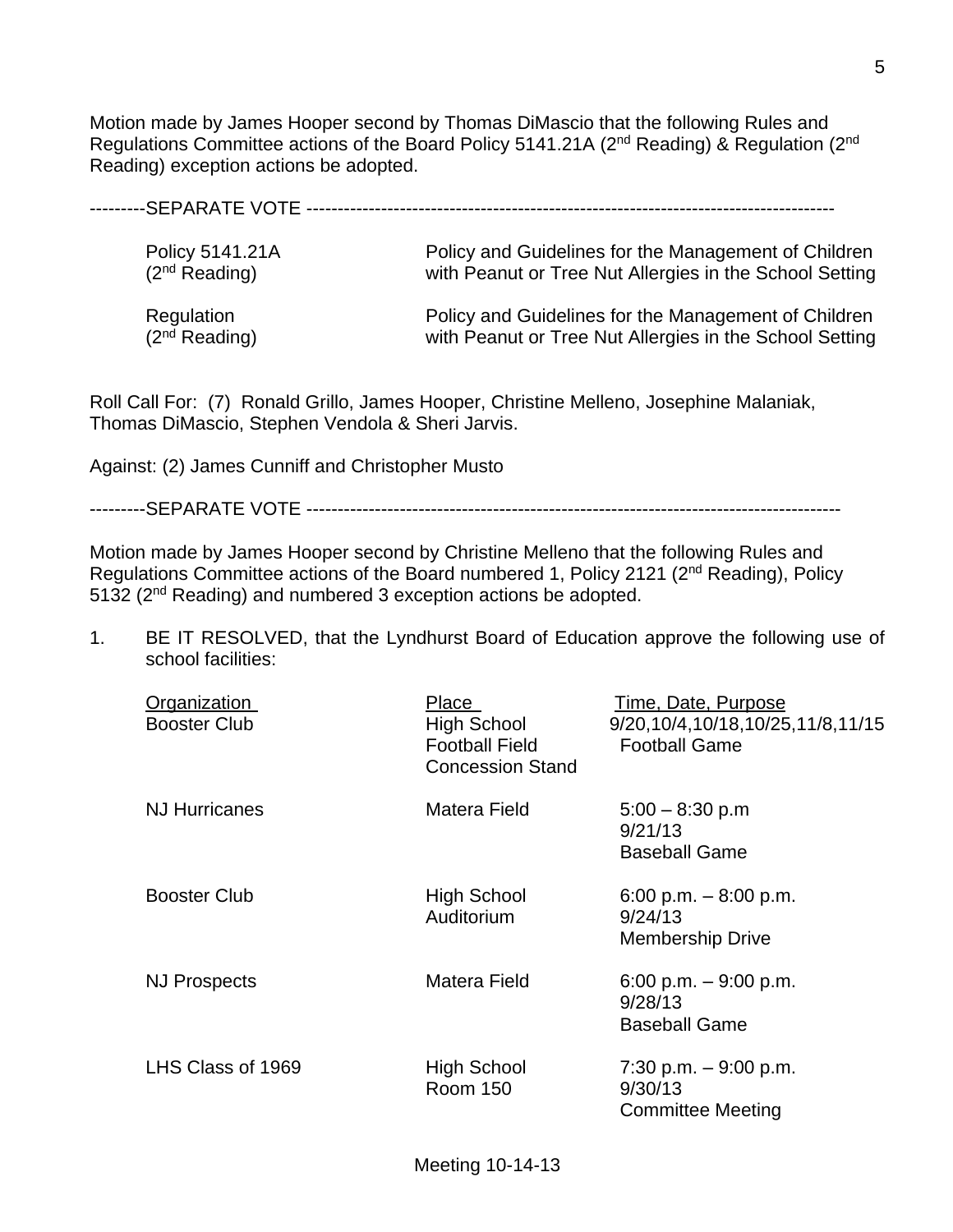Motion made by James Hooper second by Thomas DiMascio that the following Rules and Regulations Committee actions of the Board Policy 5141.21A (2nd Reading) & Regulation (2nd Reading) exception actions be adopted.

---------SEPARATE VOTE -------------------------------------------------------------------------------------

| | |
|---|---|
| Policy 5141.21A (2nd Reading) | Policy and Guidelines for the Management of Children with Peanut or Tree Nut Allergies in the School Setting |
| Regulation (2nd Reading) | Policy and Guidelines for the Management of Children with Peanut or Tree Nut Allergies in the School Setting |

Roll Call For: (7) Ronald Grillo, James Hooper, Christine Melleno, Josephine Malaniak, Thomas DiMascio, Stephen Vendola & Sheri Jarvis.

Against: (2) James Cunniff and Christopher Musto

---------SEPARATE VOTE -------------------------------------------------------------------------------------

Motion made by James Hooper second by Christine Melleno that the following Rules and Regulations Committee actions of the Board numbered 1, Policy 2121 (2nd Reading), Policy 5132 (2nd Reading) and numbered 3 exception actions be adopted.

1. BE IT RESOLVED, that the Lyndhurst Board of Education approve the following use of school facilities:

| Organization | Place | Time, Date, Purpose |
|---|---|---|
| Booster Club | High School Football Field Concession Stand | 9/20,10/4,10/18,10/25,11/8,11/15 Football Game |
| NJ Hurricanes | Matera Field | 5:00 – 8:30 p.m 9/21/13 Baseball Game |
| Booster Club | High School Auditorium | 6:00 p.m. – 8:00 p.m. 9/24/13 Membership Drive |
| NJ Prospects | Matera Field | 6:00 p.m. – 9:00 p.m. 9/28/13 Baseball Game |
| LHS Class of 1969 | High School Room 150 | 7:30 p.m. – 9:00 p.m. 9/30/13 Committee Meeting |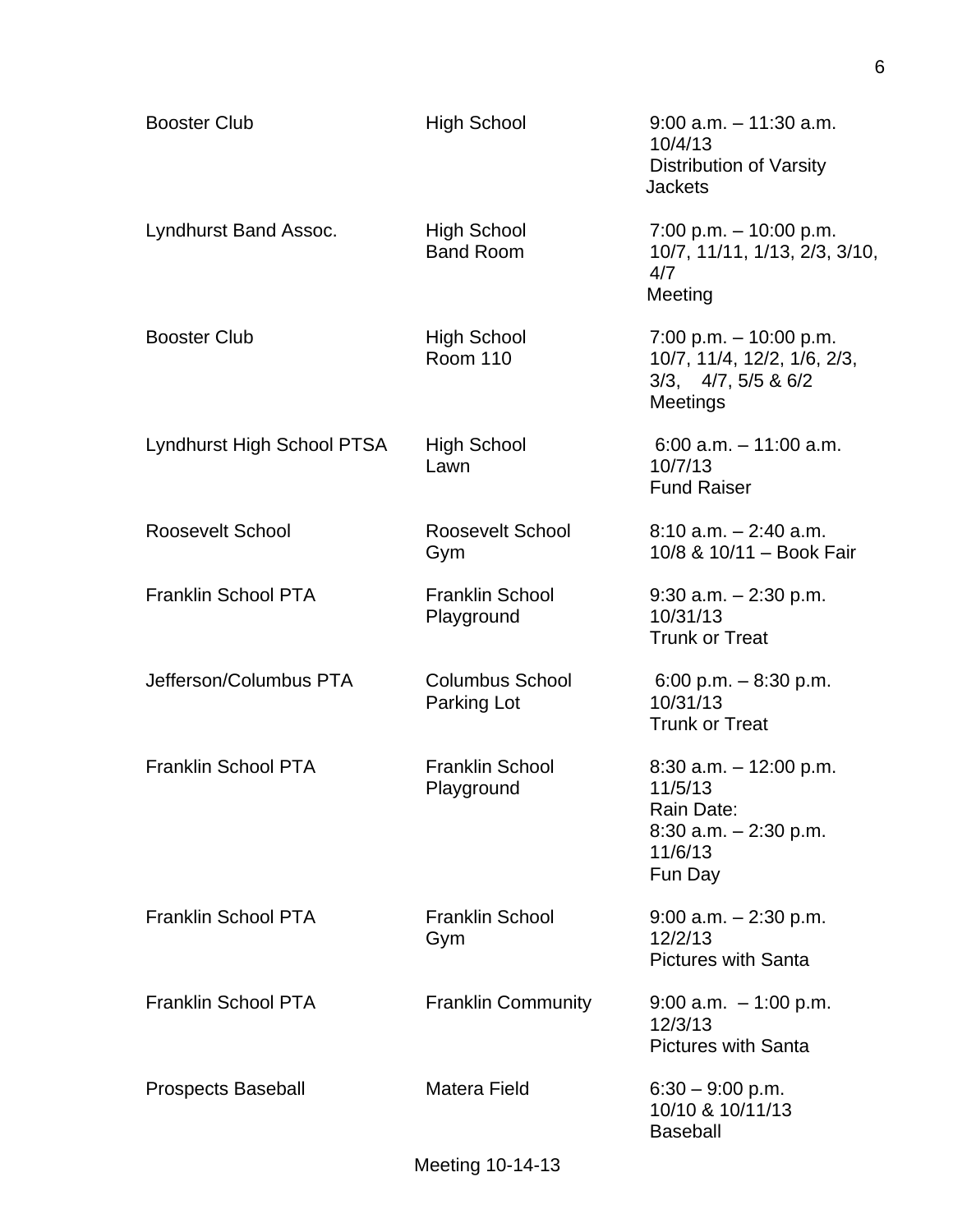| | | |
|---|---|---|
| Booster Club | High School | 9:00 a.m. – 11:30 a.m. 10/4/13 Distribution of Varsity Jackets |
| Lyndhurst Band Assoc. | High School Band Room | 7:00 p.m. – 10:00 p.m. 10/7, 11/11, 1/13, 2/3, 3/10, 4/7 Meeting |
| Booster Club | High School Room 110 | 7:00 p.m. – 10:00 p.m. 10/7, 11/4, 12/2, 1/6, 2/3, 3/3, 4/7, 5/5 & 6/2 Meetings |
| Lyndhurst High School PTSA | High School Lawn | 6:00 a.m. – 11:00 a.m. 10/7/13 Fund Raiser |
| Roosevelt School | Roosevelt School Gym | 8:10 a.m. – 2:40 a.m. 10/8 & 10/11 – Book Fair |
| Franklin School PTA | Franklin School Playground | 9:30 a.m. – 2:30 p.m. 10/31/13 Trunk or Treat |
| Jefferson/Columbus PTA | Columbus School Parking Lot | 6:00 p.m. – 8:30 p.m. 10/31/13 Trunk or Treat |
| Franklin School PTA | Franklin School Playground | 8:30 a.m. – 12:00 p.m. 11/5/13 Rain Date: 8:30 a.m. – 2:30 p.m. 11/6/13 Fun Day |
| Franklin School PTA | Franklin School Gym | 9:00 a.m. – 2:30 p.m. 12/2/13 Pictures with Santa |
| Franklin School PTA | Franklin Community | 9:00 a.m. – 1:00 p.m. 12/3/13 Pictures with Santa |
| Prospects Baseball | Matera Field | 6:30 – 9:00 p.m. 10/10 & 10/11/13 Baseball |

Meeting 10-14-13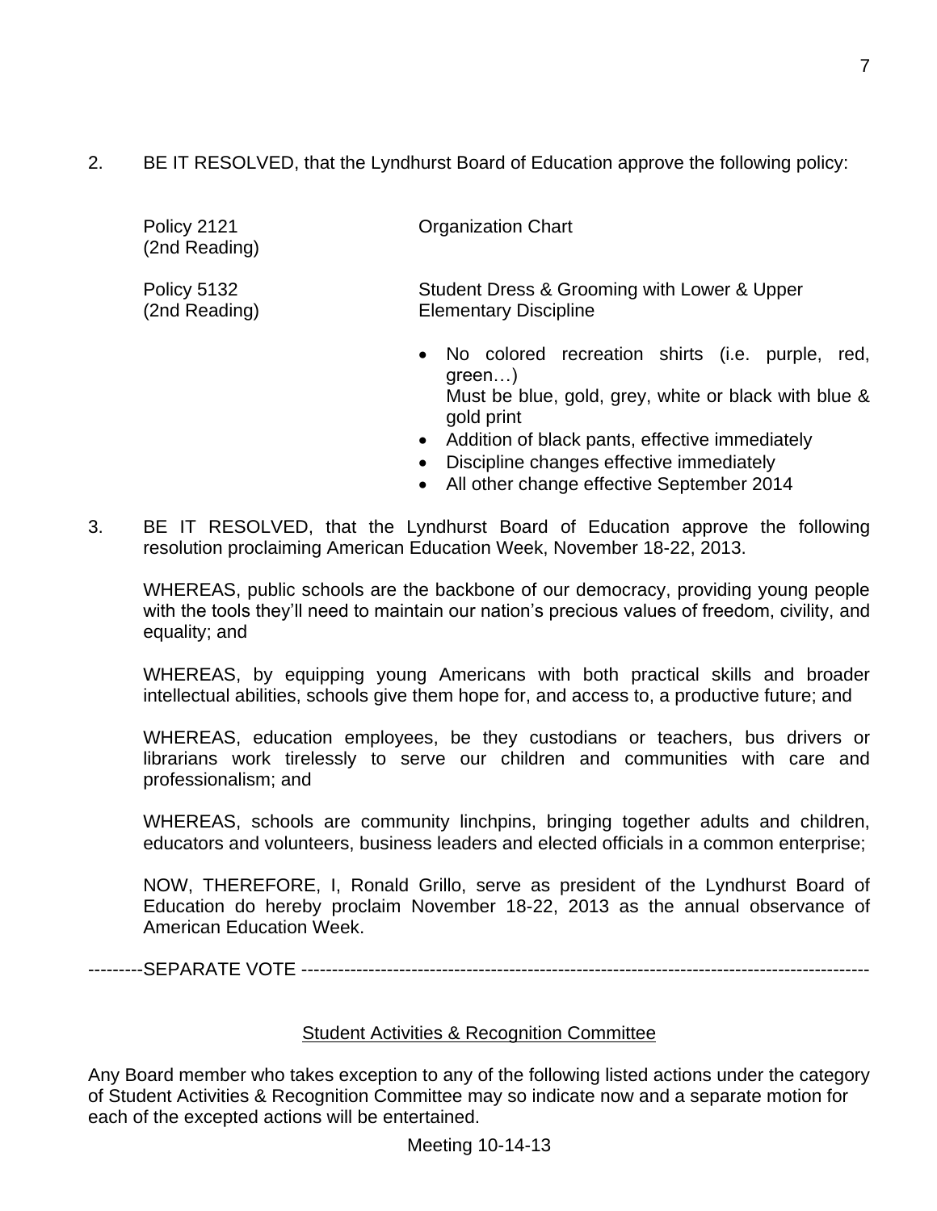2. BE IT RESOLVED, that the Lyndhurst Board of Education approve the following policy:

| | |
|---|---|
| Policy 2121 (2nd Reading) | Organization Chart |
| Policy 5132 (2nd Reading) | Student Dress & Grooming with Lower & Upper Elementary Discipline |

- No colored recreation shirts (i.e. purple, red, green…)
  Must be blue, gold, grey, white or black with blue & gold print
- Addition of black pants, effective immediately
- Discipline changes effective immediately
- All other change effective September 2014

3. BE IT RESOLVED, that the Lyndhurst Board of Education approve the following resolution proclaiming American Education Week, November 18-22, 2013.

   WHEREAS, public schools are the backbone of our democracy, providing young people with the tools they'll need to maintain our nation's precious values of freedom, civility, and equality; and

   WHEREAS, by equipping young Americans with both practical skills and broader intellectual abilities, schools give them hope for, and access to, a productive future; and

   WHEREAS, education employees, be they custodians or teachers, bus drivers or librarians work tirelessly to serve our children and communities with care and professionalism; and

   WHEREAS, schools are community linchpins, bringing together adults and children, educators and volunteers, business leaders and elected officials in a common enterprise;

   NOW, THEREFORE, I, Ronald Grillo, serve as president of the Lyndhurst Board of Education do hereby proclaim November 18-22, 2013 as the annual observance of American Education Week.

---------SEPARATE VOTE ---------------------------------------------------------------------------------------------

## Student Activities & Recognition Committee

Any Board member who takes exception to any of the following listed actions under the category of Student Activities & Recognition Committee may so indicate now and a separate motion for each of the excepted actions will be entertained.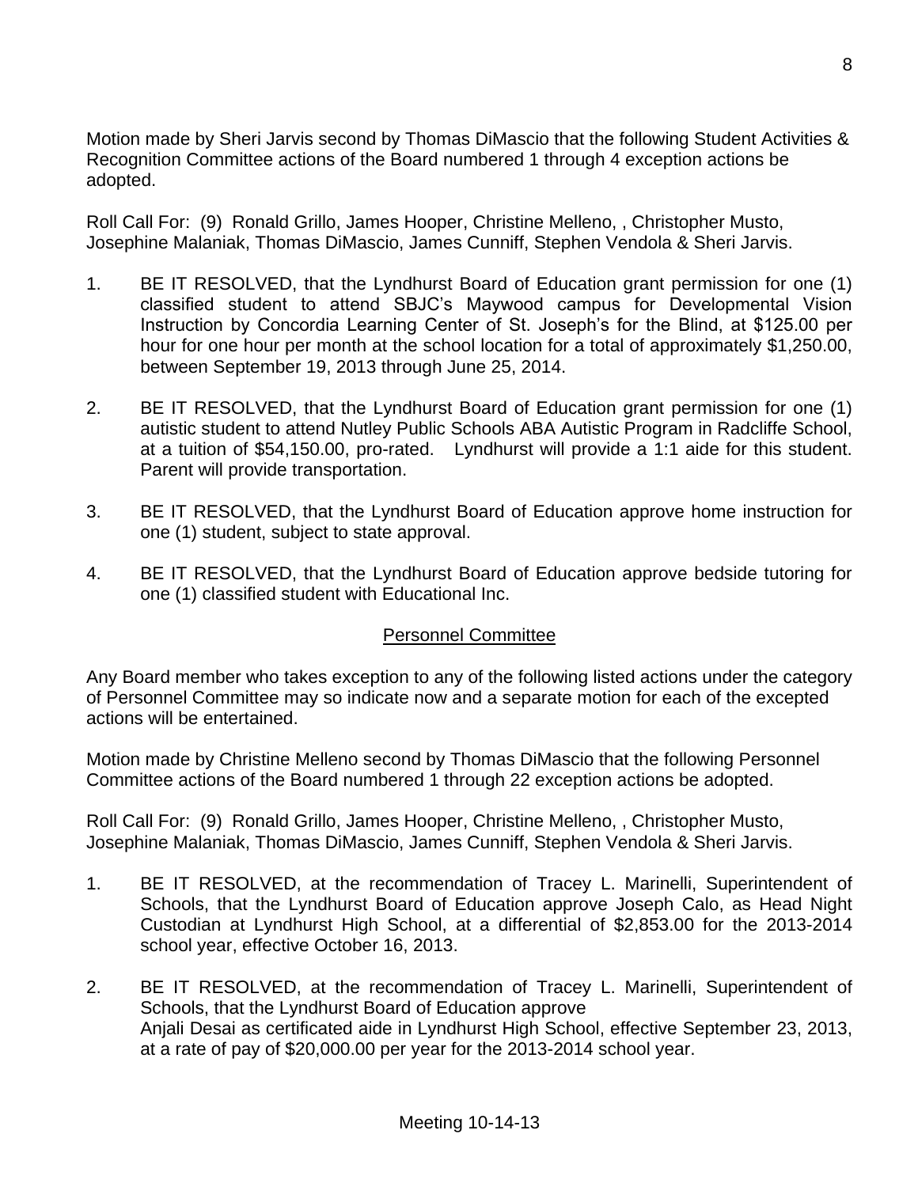Motion made by Sheri Jarvis second by Thomas DiMascio that the following Student Activities & Recognition Committee actions of the Board numbered 1 through 4 exception actions be adopted.

Roll Call For: (9) Ronald Grillo, James Hooper, Christine Melleno, , Christopher Musto, Josephine Malaniak, Thomas DiMascio, James Cunniff, Stephen Vendola & Sheri Jarvis.

1. BE IT RESOLVED, that the Lyndhurst Board of Education grant permission for one (1) classified student to attend SBJC's Maywood campus for Developmental Vision Instruction by Concordia Learning Center of St. Joseph's for the Blind, at $125.00 per hour for one hour per month at the school location for a total of approximately $1,250.00, between September 19, 2013 through June 25, 2014.

2. BE IT RESOLVED, that the Lyndhurst Board of Education grant permission for one (1) autistic student to attend Nutley Public Schools ABA Autistic Program in Radcliffe School, at a tuition of $54,150.00, pro-rated. Lyndhurst will provide a 1:1 aide for this student. Parent will provide transportation.

3. BE IT RESOLVED, that the Lyndhurst Board of Education approve home instruction for one (1) student, subject to state approval.

4. BE IT RESOLVED, that the Lyndhurst Board of Education approve bedside tutoring for one (1) classified student with Educational Inc.

## Personnel Committee

Any Board member who takes exception to any of the following listed actions under the category of Personnel Committee may so indicate now and a separate motion for each of the excepted actions will be entertained.

Motion made by Christine Melleno second by Thomas DiMascio that the following Personnel Committee actions of the Board numbered 1 through 22 exception actions be adopted.

Roll Call For: (9) Ronald Grillo, James Hooper, Christine Melleno, , Christopher Musto, Josephine Malaniak, Thomas DiMascio, James Cunniff, Stephen Vendola & Sheri Jarvis.

1. BE IT RESOLVED, at the recommendation of Tracey L. Marinelli, Superintendent of Schools, that the Lyndhurst Board of Education approve Joseph Calo, as Head Night Custodian at Lyndhurst High School, at a differential of $2,853.00 for the 2013-2014 school year, effective October 16, 2013.

2. BE IT RESOLVED, at the recommendation of Tracey L. Marinelli, Superintendent of Schools, that the Lyndhurst Board of Education approve Anjali Desai as certificated aide in Lyndhurst High School, effective September 23, 2013, at a rate of pay of $20,000.00 per year for the 2013-2014 school year.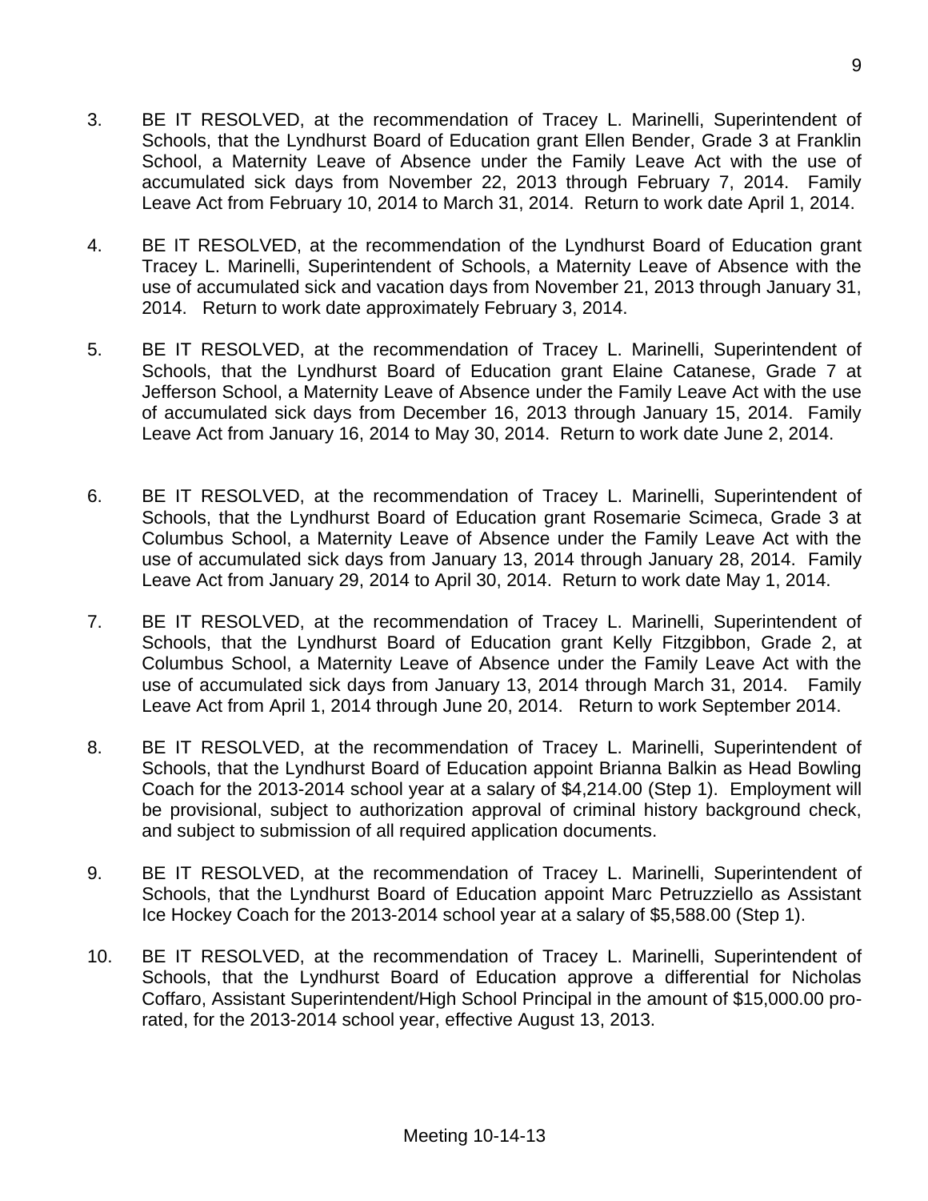3. BE IT RESOLVED, at the recommendation of Tracey L. Marinelli, Superintendent of Schools, that the Lyndhurst Board of Education grant Ellen Bender, Grade 3 at Franklin School, a Maternity Leave of Absence under the Family Leave Act with the use of accumulated sick days from November 22, 2013 through February 7, 2014. Family Leave Act from February 10, 2014 to March 31, 2014. Return to work date April 1, 2014.

4. BE IT RESOLVED, at the recommendation of the Lyndhurst Board of Education grant Tracey L. Marinelli, Superintendent of Schools, a Maternity Leave of Absence with the use of accumulated sick and vacation days from November 21, 2013 through January 31, 2014. Return to work date approximately February 3, 2014.

5. BE IT RESOLVED, at the recommendation of Tracey L. Marinelli, Superintendent of Schools, that the Lyndhurst Board of Education grant Elaine Catanese, Grade 7 at Jefferson School, a Maternity Leave of Absence under the Family Leave Act with the use of accumulated sick days from December 16, 2013 through January 15, 2014. Family Leave Act from January 16, 2014 to May 30, 2014. Return to work date June 2, 2014.

6. BE IT RESOLVED, at the recommendation of Tracey L. Marinelli, Superintendent of Schools, that the Lyndhurst Board of Education grant Rosemarie Scimeca, Grade 3 at Columbus School, a Maternity Leave of Absence under the Family Leave Act with the use of accumulated sick days from January 13, 2014 through January 28, 2014. Family Leave Act from January 29, 2014 to April 30, 2014. Return to work date May 1, 2014.

7. BE IT RESOLVED, at the recommendation of Tracey L. Marinelli, Superintendent of Schools, that the Lyndhurst Board of Education grant Kelly Fitzgibbon, Grade 2, at Columbus School, a Maternity Leave of Absence under the Family Leave Act with the use of accumulated sick days from January 13, 2014 through March 31, 2014. Family Leave Act from April 1, 2014 through June 20, 2014. Return to work September 2014.

8. BE IT RESOLVED, at the recommendation of Tracey L. Marinelli, Superintendent of Schools, that the Lyndhurst Board of Education appoint Brianna Balkin as Head Bowling Coach for the 2013-2014 school year at a salary of $4,214.00 (Step 1). Employment will be provisional, subject to authorization approval of criminal history background check, and subject to submission of all required application documents.

9. BE IT RESOLVED, at the recommendation of Tracey L. Marinelli, Superintendent of Schools, that the Lyndhurst Board of Education appoint Marc Petruzziello as Assistant Ice Hockey Coach for the 2013-2014 school year at a salary of $5,588.00 (Step 1).

10. BE IT RESOLVED, at the recommendation of Tracey L. Marinelli, Superintendent of Schools, that the Lyndhurst Board of Education approve a differential for Nicholas Coffaro, Assistant Superintendent/High School Principal in the amount of $15,000.00 pro-rated, for the 2013-2014 school year, effective August 13, 2013.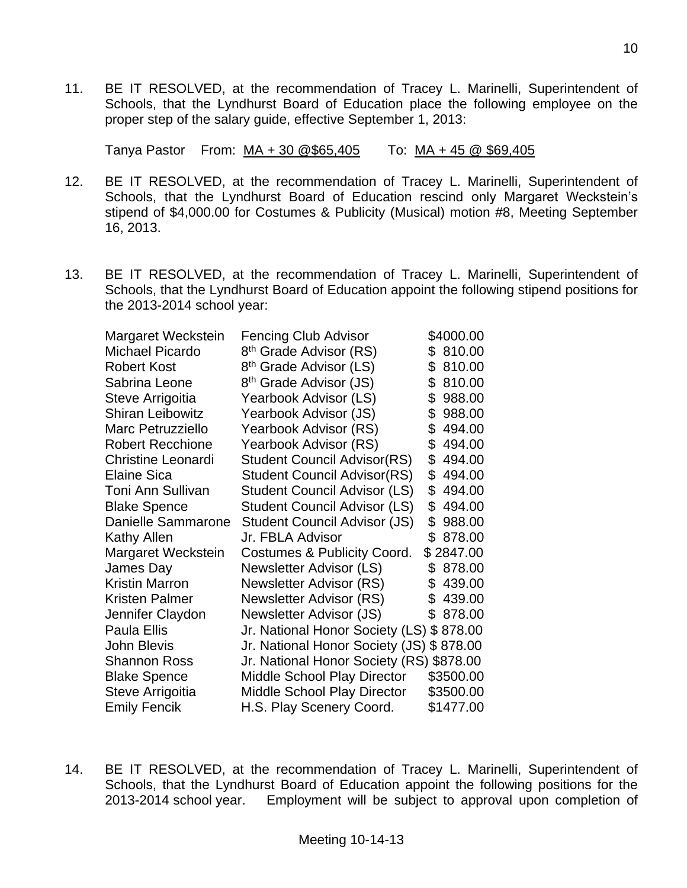11. BE IT RESOLVED, at the recommendation of Tracey L. Marinelli, Superintendent of Schools, that the Lyndhurst Board of Education place the following employee on the proper step of the salary guide, effective September 1, 2013:

    Tanya Pastor From: MA + 30 @$65,405 To: MA + 45 @ $69,405

12. BE IT RESOLVED, at the recommendation of Tracey L. Marinelli, Superintendent of Schools, that the Lyndhurst Board of Education rescind only Margaret Weckstein's stipend of $4,000.00 for Costumes & Publicity (Musical) motion #8, Meeting September 16, 2013.

13. BE IT RESOLVED, at the recommendation of Tracey L. Marinelli, Superintendent of Schools, that the Lyndhurst Board of Education appoint the following stipend positions for the 2013-2014 school year:

| | | |
|---|---|---|
| Margaret Weckstein | Fencing Club Advisor | $4000.00 |
| Michael Picardo | 8th Grade Advisor (RS) | $ 810.00 |
| Robert Kost | 8th Grade Advisor (LS) | $ 810.00 |
| Sabrina Leone | 8th Grade Advisor (JS) | $ 810.00 |
| Steve Arrigoitia | Yearbook Advisor (LS) | $ 988.00 |
| Shiran Leibowitz | Yearbook Advisor (JS) | $ 988.00 |
| Marc Petruzziello | Yearbook Advisor (RS) | $ 494.00 |
| Robert Recchione | Yearbook Advisor (RS) | $ 494.00 |
| Christine Leonardi | Student Council Advisor(RS) | $ 494.00 |
| Elaine Sica | Student Council Advisor(RS) | $ 494.00 |
| Toni Ann Sullivan | Student Council Advisor (LS) | $ 494.00 |
| Blake Spence | Student Council Advisor (LS) | $ 494.00 |
| Danielle Sammarone | Student Council Advisor (JS) | $ 988.00 |
| Kathy Allen | Jr. FBLA Advisor | $ 878.00 |
| Margaret Weckstein | Costumes & Publicity Coord. | $ 2847.00 |
| James Day | Newsletter Advisor (LS) | $ 878.00 |
| Kristin Marron | Newsletter Advisor (RS) | $ 439.00 |
| Kristen Palmer | Newsletter Advisor (RS) | $ 439.00 |
| Jennifer Claydon | Newsletter Advisor (JS) | $ 878.00 |
| Paula Ellis | Jr. National Honor Society (LS) | $ 878.00 |
| John Blevis | Jr. National Honor Society (JS) | $ 878.00 |
| Shannon Ross | Jr. National Honor Society (RS) | $878.00 |
| Blake Spence | Middle School Play Director | $3500.00 |
| Steve Arrigoitia | Middle School Play Director | $3500.00 |
| Emily Fencik | H.S. Play Scenery Coord. | $1477.00 |

14. BE IT RESOLVED, at the recommendation of Tracey L. Marinelli, Superintendent of Schools, that the Lyndhurst Board of Education appoint the following positions for the 2013-2014 school year. Employment will be subject to approval upon completion of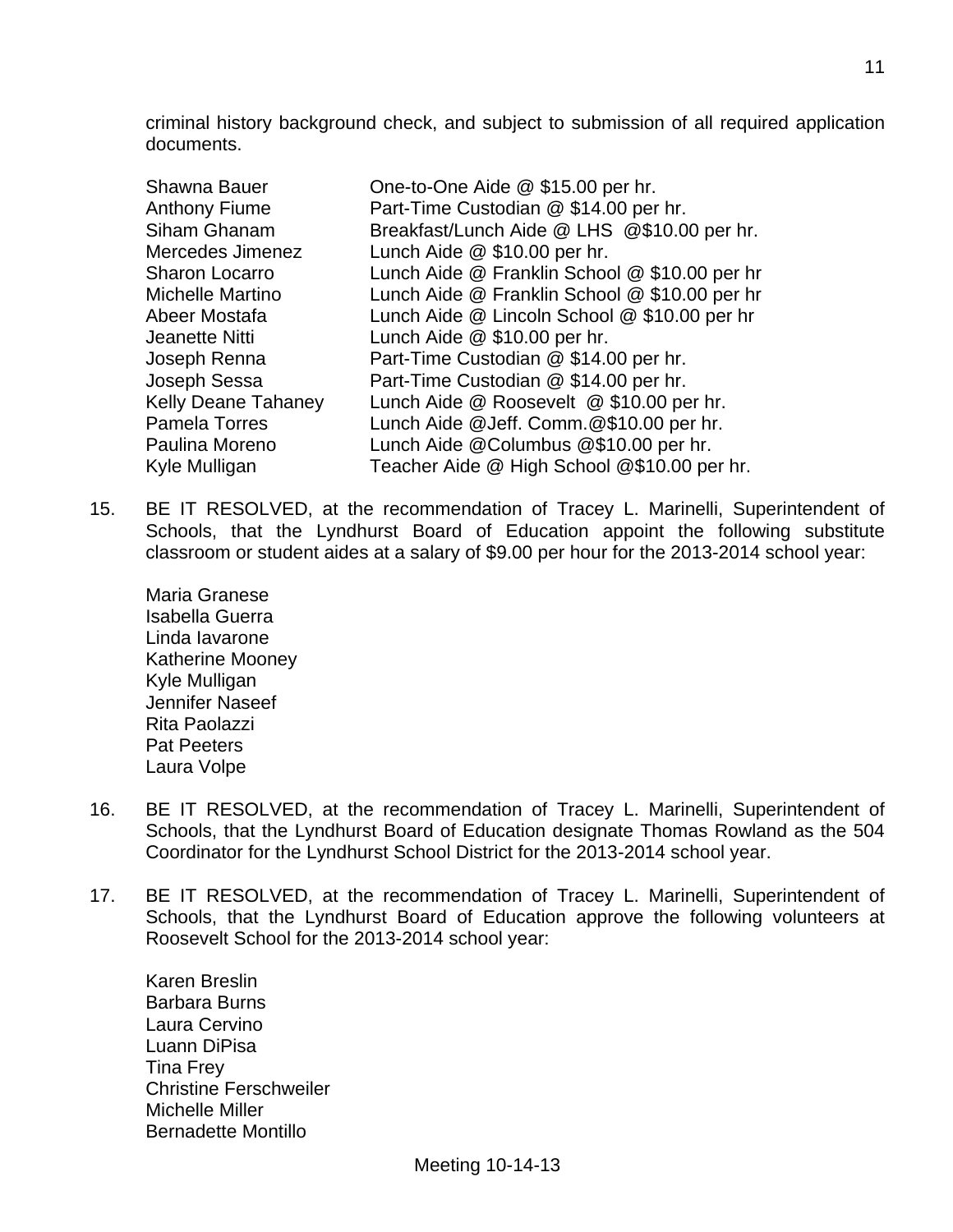criminal history background check, and subject to submission of all required application documents.

| | |
|---|---|
| Shawna Bauer | One-to-One Aide @ $15.00 per hr. |
| Anthony Fiume | Part-Time Custodian @ $14.00 per hr. |
| Siham Ghanam | Breakfast/Lunch Aide @ LHS @$10.00 per hr. |
| Mercedes Jimenez | Lunch Aide @ $10.00 per hr. |
| Sharon Locarro | Lunch Aide @ Franklin School @ $10.00 per hr |
| Michelle Martino | Lunch Aide @ Franklin School @ $10.00 per hr |
| Abeer Mostafa | Lunch Aide @ Lincoln School @ $10.00 per hr |
| Jeanette Nitti | Lunch Aide @ $10.00 per hr. |
| Joseph Renna | Part-Time Custodian @ $14.00 per hr. |
| Joseph Sessa | Part-Time Custodian @ $14.00 per hr. |
| Kelly Deane Tahaney | Lunch Aide @ Roosevelt @ $10.00 per hr. |
| Pamela Torres | Lunch Aide @Jeff. Comm.@$10.00 per hr. |
| Paulina Moreno | Lunch Aide @Columbus @$10.00 per hr. |
| Kyle Mulligan | Teacher Aide @ High School @$10.00 per hr. |

15. BE IT RESOLVED, at the recommendation of Tracey L. Marinelli, Superintendent of Schools, that the Lyndhurst Board of Education appoint the following substitute classroom or student aides at a salary of $9.00 per hour for the 2013-2014 school year:

    Maria Granese
    Isabella Guerra
    Linda Iavarone
    Katherine Mooney
    Kyle Mulligan
    Jennifer Naseef
    Rita Paolazzi
    Pat Peeters
    Laura Volpe

16. BE IT RESOLVED, at the recommendation of Tracey L. Marinelli, Superintendent of Schools, that the Lyndhurst Board of Education designate Thomas Rowland as the 504 Coordinator for the Lyndhurst School District for the 2013-2014 school year.

17. BE IT RESOLVED, at the recommendation of Tracey L. Marinelli, Superintendent of Schools, that the Lyndhurst Board of Education approve the following volunteers at Roosevelt School for the 2013-2014 school year:

    Karen Breslin
    Barbara Burns
    Laura Cervino
    Luann DiPisa
    Tina Frey
    Christine Ferschweiler
    Michelle Miller
    Bernadette Montillo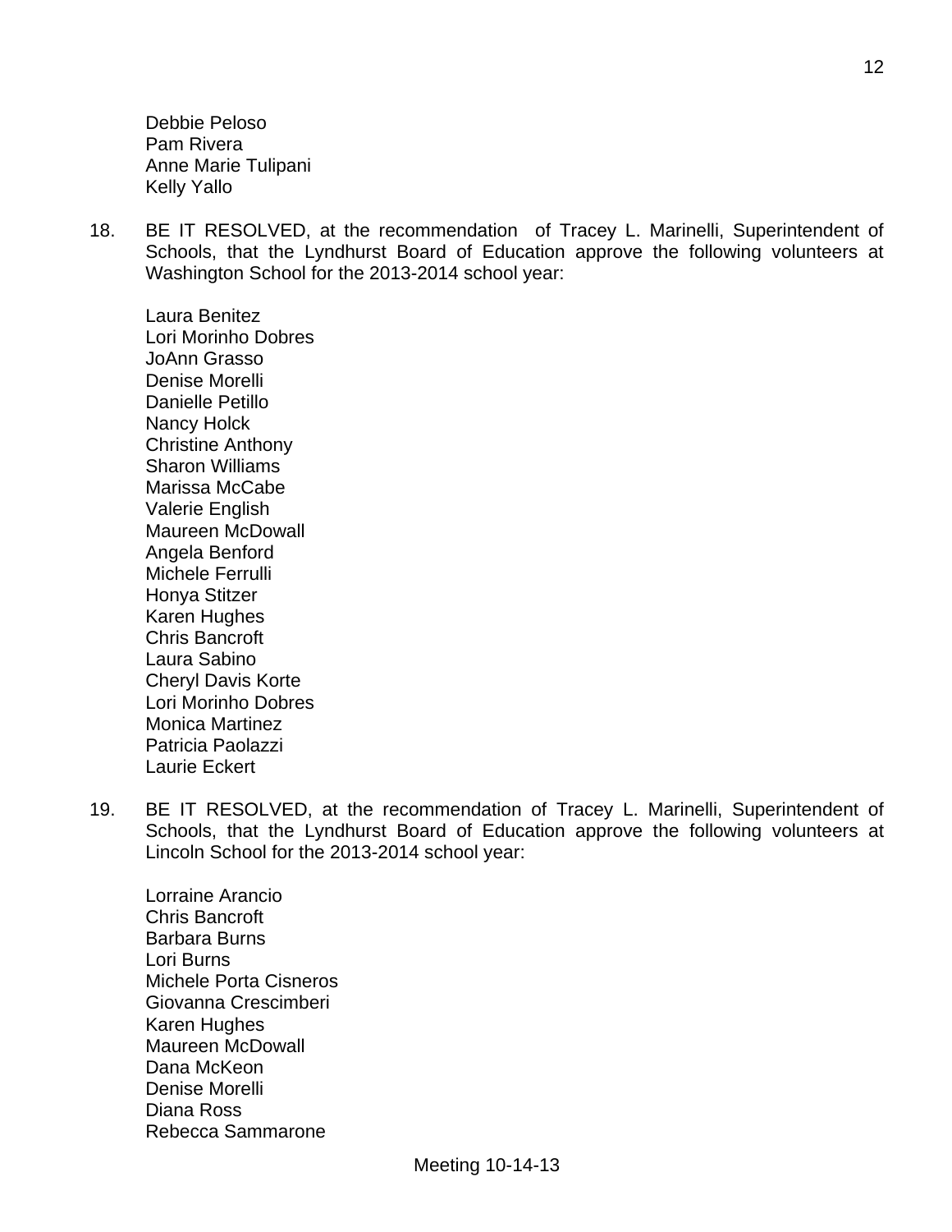Debbie Peloso
Pam Rivera
Anne Marie Tulipani
Kelly Yallo

18. BE IT RESOLVED, at the recommendation of Tracey L. Marinelli, Superintendent of Schools, that the Lyndhurst Board of Education approve the following volunteers at Washington School for the 2013-2014 school year:

    Laura Benitez
    Lori Morinho Dobres
    JoAnn Grasso
    Denise Morelli
    Danielle Petillo
    Nancy Holck
    Christine Anthony
    Sharon Williams
    Marissa McCabe
    Valerie English
    Maureen McDowall
    Angela Benford
    Michele Ferrulli
    Honya Stitzer
    Karen Hughes
    Chris Bancroft
    Laura Sabino
    Cheryl Davis Korte
    Lori Morinho Dobres
    Monica Martinez
    Patricia Paolazzi
    Laurie Eckert

19. BE IT RESOLVED, at the recommendation of Tracey L. Marinelli, Superintendent of Schools, that the Lyndhurst Board of Education approve the following volunteers at Lincoln School for the 2013-2014 school year:

    Lorraine Arancio
    Chris Bancroft
    Barbara Burns
    Lori Burns
    Michele Porta Cisneros
    Giovanna Crescimberi
    Karen Hughes
    Maureen McDowall
    Dana McKeon
    Denise Morelli
    Diana Ross
    Rebecca Sammarone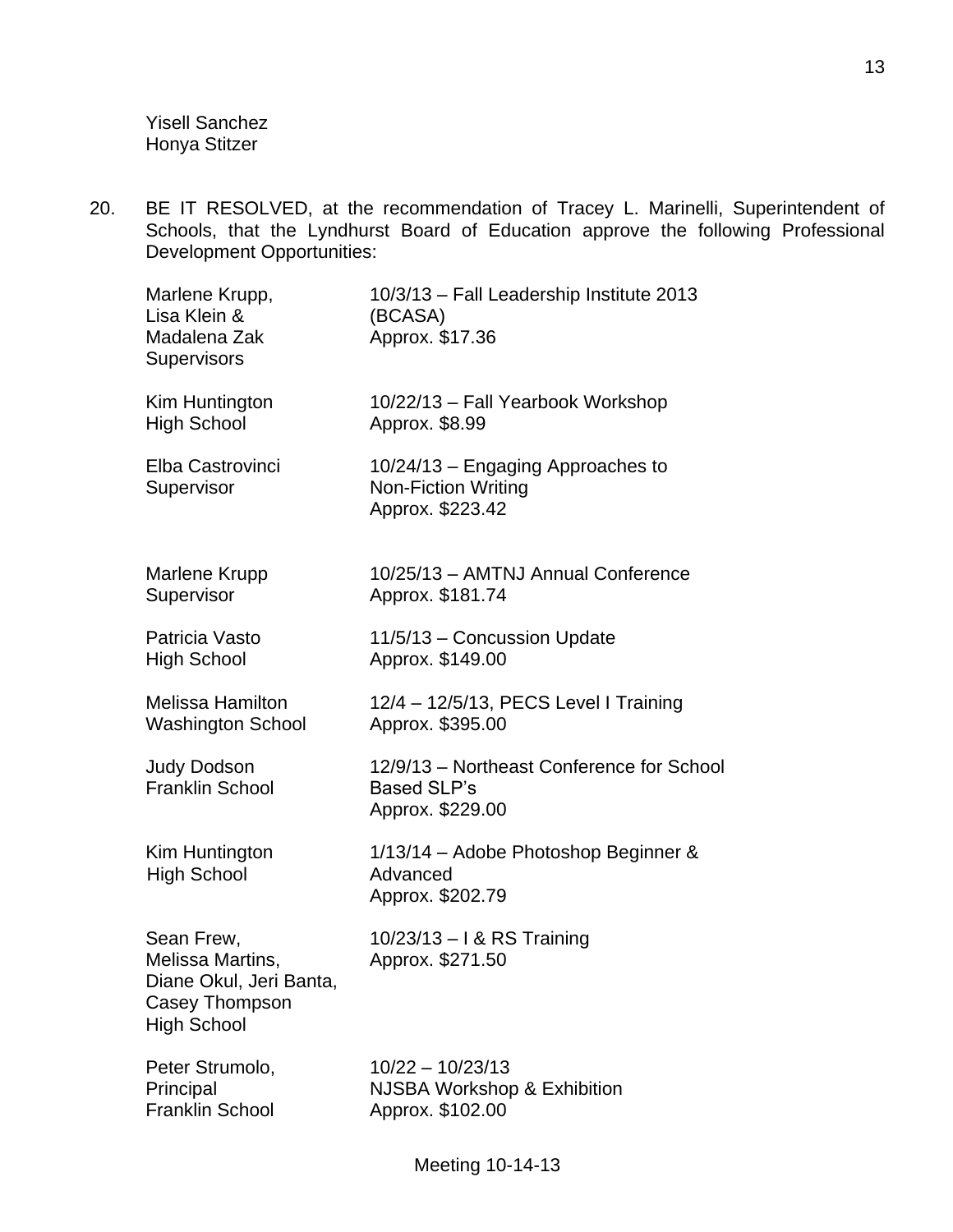Yisell Sanchez
Honya Stitzer

20. BE IT RESOLVED, at the recommendation of Tracey L. Marinelli, Superintendent of Schools, that the Lyndhurst Board of Education approve the following Professional Development Opportunities:

| | |
|---|---|
| Marlene Krupp,<br>Lisa Klein &<br>Madalena Zak<br>Supervisors | 10/3/13 – Fall Leadership Institute 2013<br>(BCASA)<br>Approx. $17.36 |
| Kim Huntington<br>High School | 10/22/13 – Fall Yearbook Workshop<br>Approx. $8.99 |
| Elba Castrovinci<br>Supervisor | 10/24/13 – Engaging Approaches to<br>Non-Fiction Writing<br>Approx. $223.42 |
| Marlene Krupp<br>Supervisor | 10/25/13 – AMTNJ Annual Conference<br>Approx. $181.74 |
| Patricia Vasto<br>High School | 11/5/13 – Concussion Update<br>Approx. $149.00 |
| Melissa Hamilton<br>Washington School | 12/4 – 12/5/13, PECS Level I Training<br>Approx. $395.00 |
| Judy Dodson<br>Franklin School | 12/9/13 – Northeast Conference for School<br>Based SLP's<br>Approx. $229.00 |
| Kim Huntington<br>High School | 1/13/14 – Adobe Photoshop Beginner &<br>Advanced<br>Approx. $202.79 |
| Sean Frew,<br>Melissa Martins,<br>Diane Okul, Jeri Banta,<br>Casey Thompson<br>High School | 10/23/13 – I & RS Training<br>Approx. $271.50 |
| Peter Strumolo,<br>Principal<br>Franklin School | 10/22 – 10/23/13<br>NJSBA Workshop & Exhibition<br>Approx. $102.00 |

Meeting 10-14-13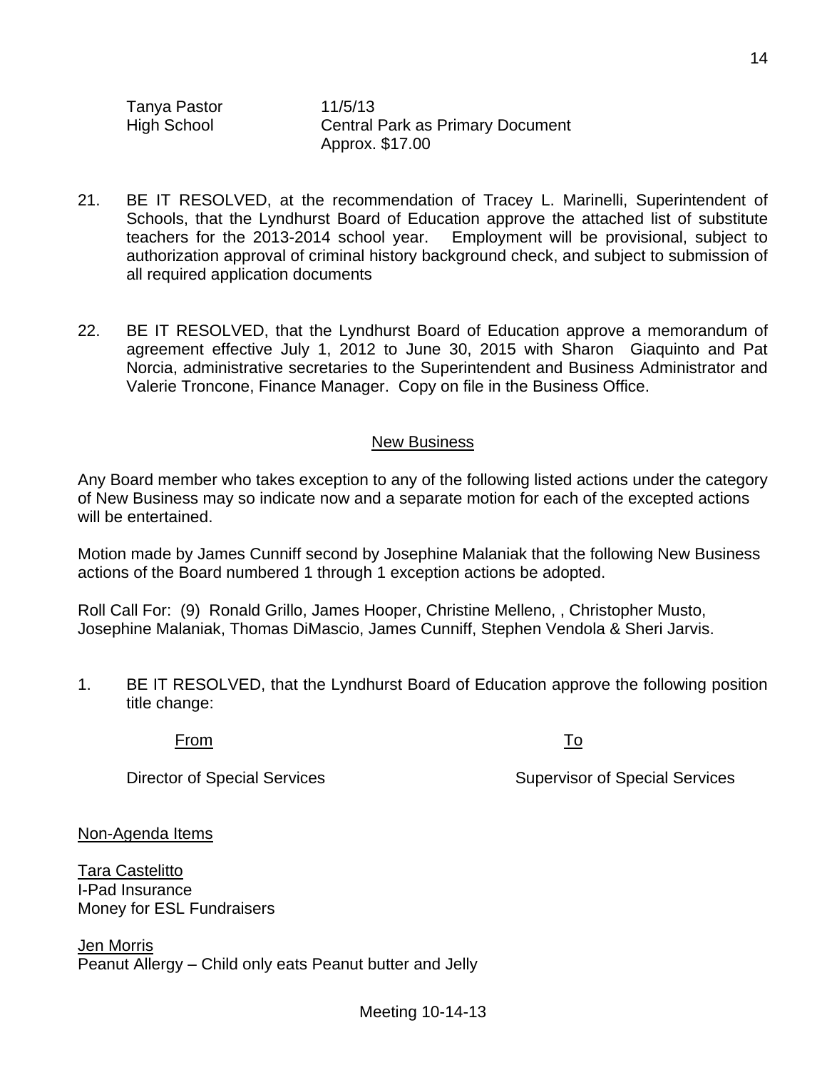| | |
|---|---|
| Tanya Pastor | 11/5/13 |
| High School | Central Park as Primary Document |
| | Approx. $17.00 |

21. BE IT RESOLVED, at the recommendation of Tracey L. Marinelli, Superintendent of Schools, that the Lyndhurst Board of Education approve the attached list of substitute teachers for the 2013-2014 school year. Employment will be provisional, subject to authorization approval of criminal history background check, and subject to submission of all required application documents

22. BE IT RESOLVED, that the Lyndhurst Board of Education approve a memorandum of agreement effective July 1, 2012 to June 30, 2015 with Sharon Giaquinto and Pat Norcia, administrative secretaries to the Superintendent and Business Administrator and Valerie Troncone, Finance Manager. Copy on file in the Business Office.

## New Business

Any Board member who takes exception to any of the following listed actions under the category of New Business may so indicate now and a separate motion for each of the excepted actions will be entertained.

Motion made by James Cunniff second by Josephine Malaniak that the following New Business actions of the Board numbered 1 through 1 exception actions be adopted.

Roll Call For: (9) Ronald Grillo, James Hooper, Christine Melleno, , Christopher Musto, Josephine Malaniak, Thomas DiMascio, James Cunniff, Stephen Vendola & Sheri Jarvis.

1. BE IT RESOLVED, that the Lyndhurst Board of Education approve the following position title change:

| From | To |
|---|---|
| Director of Special Services | Supervisor of Special Services |

Non-Agenda Items

Tara Castelitto
I-Pad Insurance
Money for ESL Fundraisers

Jen Morris
Peanut Allergy – Child only eats Peanut butter and Jelly

Meeting 10-14-13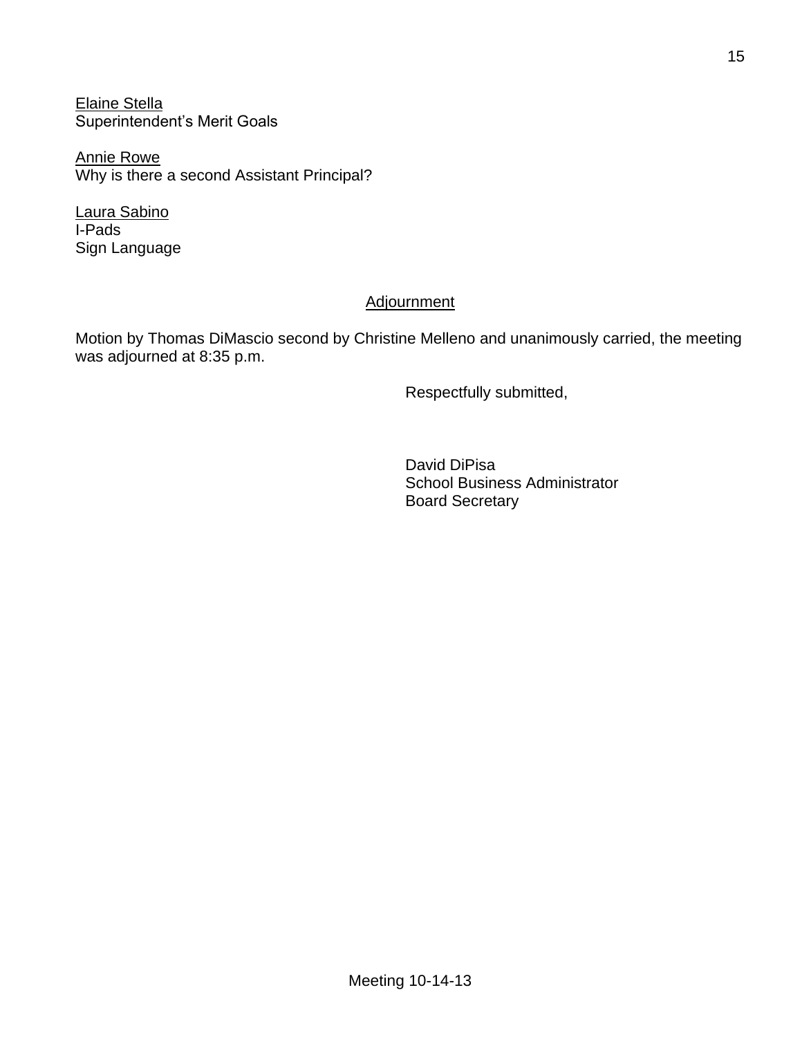<u>Elaine Stella</u>
Superintendent's Merit Goals

<u>Annie Rowe</u>
Why is there a second Assistant Principal?

<u>Laura Sabino</u>
I-Pads
Sign Language

## <u>Adjournment</u>

Motion by Thomas DiMascio second by Christine Melleno and unanimously carried, the meeting was adjourned at 8:35 p.m.

Respectfully submitted,

David DiPisa
School Business Administrator
Board Secretary